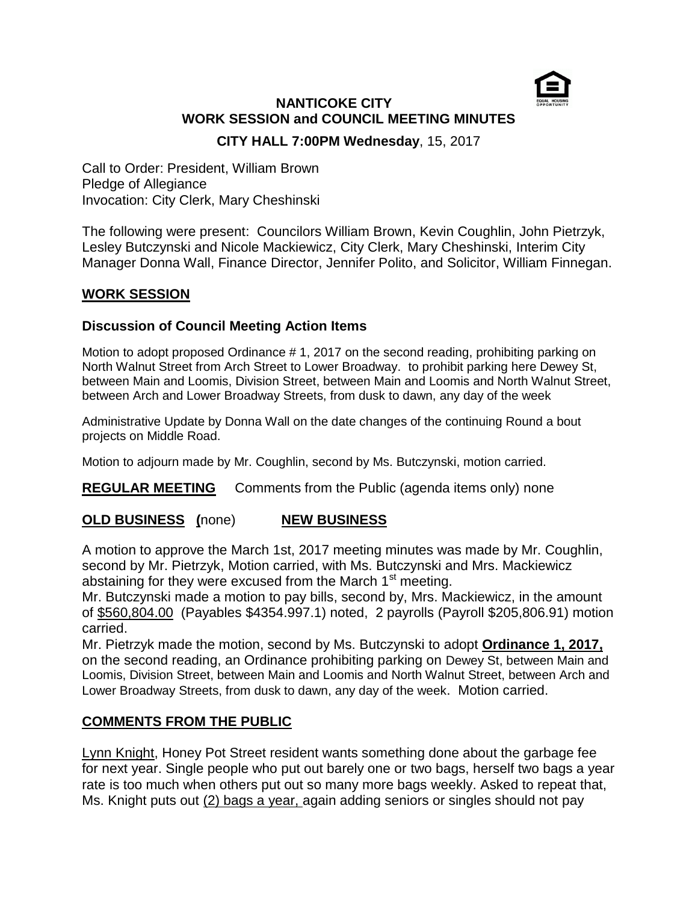# NANTICOKE CITY
## WORK SESSION and COUNCIL MEETING MINUTES

**CITY HALL 7:00PM Wednesday**, 15, 2017

Call to Order: President, William Brown
Pledge of Allegiance
Invocation: City Clerk, Mary Cheshinski

The following were present: Councilors William Brown, Kevin Coughlin, John Pietrzyk, Lesley Butczynski and Nicole Mackiewicz, City Clerk, Mary Cheshinski, Interim City Manager Donna Wall, Finance Director, Jennifer Polito, and Solicitor, William Finnegan.

## WORK SESSION

### Discussion of Council Meeting Action Items

Motion to adopt proposed Ordinance # 1, 2017 on the second reading, prohibiting parking on North Walnut Street from Arch Street to Lower Broadway. to prohibit parking here Dewey St, between Main and Loomis, Division Street, between Main and Loomis and North Walnut Street, between Arch and Lower Broadway Streets, from dusk to dawn, any day of the week

Administrative Update by Donna Wall on the date changes of the continuing Round a bout projects on Middle Road.

Motion to adjourn made by Mr. Coughlin, second by Ms. Butczynski, motion carried.

**REGULAR MEETING** Comments from the Public (agenda items only) none

**OLD BUSINESS (**none) **NEW BUSINESS**

A motion to approve the March 1st, 2017 meeting minutes was made by Mr. Coughlin, second by Mr. Pietrzyk, Motion carried, with Ms. Butczynski and Mrs. Mackiewicz abstaining for they were excused from the March 1st meeting.

Mr. Butczynski made a motion to pay bills, second by, Mrs. Mackiewicz, in the amount of $560,804.00 (Payables $4354.997.1) noted, 2 payrolls (Payroll $205,806.91) motion carried.

Mr. Pietrzyk made the motion, second by Ms. Butczynski to adopt **Ordinance 1, 2017,** on the second reading, an Ordinance prohibiting parking on Dewey St, between Main and Loomis, Division Street, between Main and Loomis and North Walnut Street, between Arch and Lower Broadway Streets, from dusk to dawn, any day of the week. Motion carried.

## COMMENTS FROM THE PUBLIC

Lynn Knight, Honey Pot Street resident wants something done about the garbage fee for next year. Single people who put out barely one or two bags, herself two bags a year rate is too much when others put out so many more bags weekly. Asked to repeat that, Ms. Knight puts out (2) bags a year, again adding seniors or singles should not pay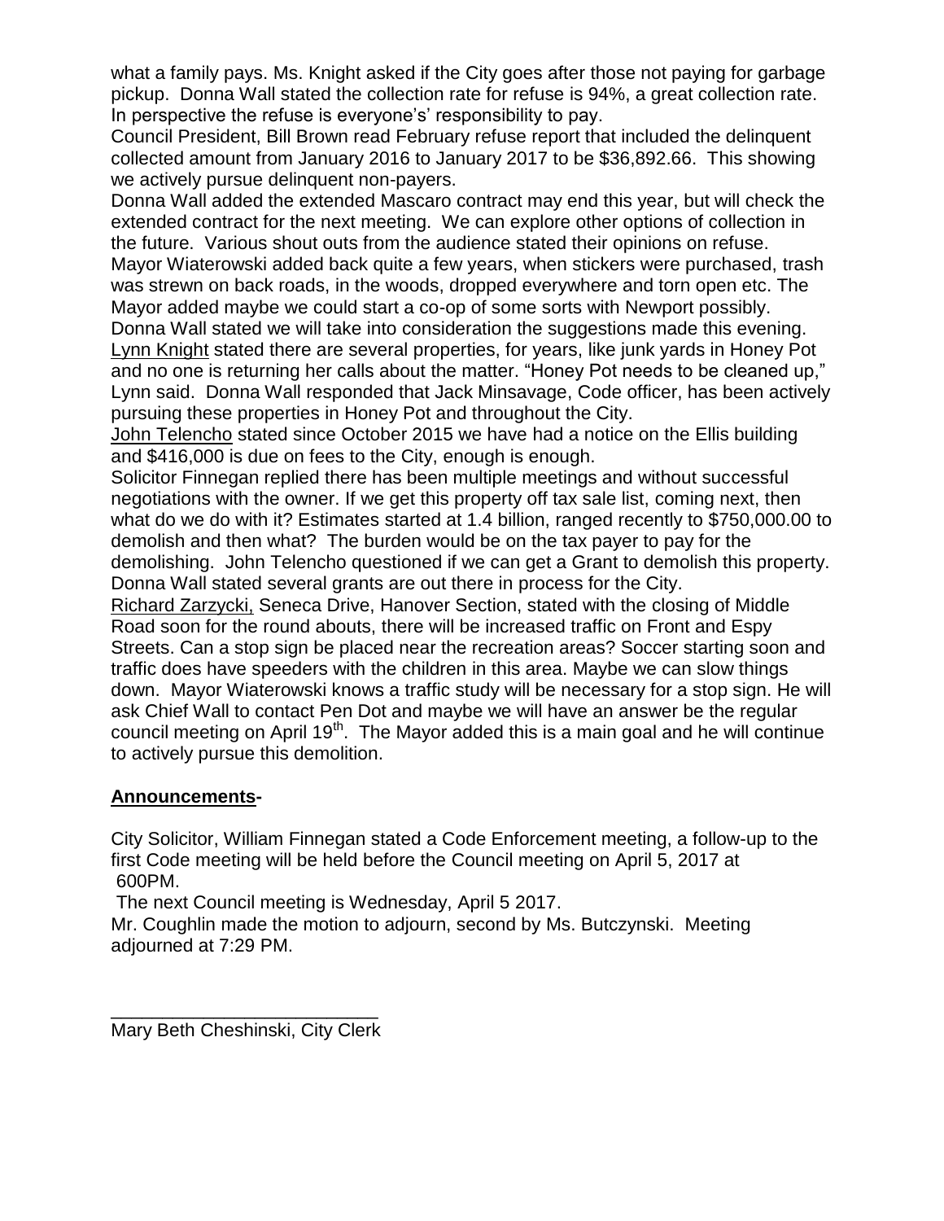what a family pays. Ms. Knight asked if the City goes after those not paying for garbage pickup. Donna Wall stated the collection rate for refuse is 94%, a great collection rate. In perspective the refuse is everyone's' responsibility to pay.

Council President, Bill Brown read February refuse report that included the delinquent collected amount from January 2016 to January 2017 to be $36,892.66. This showing we actively pursue delinquent non-payers.

Donna Wall added the extended Mascaro contract may end this year, but will check the extended contract for the next meeting. We can explore other options of collection in the future. Various shout outs from the audience stated their opinions on refuse.

Mayor Wiaterowski added back quite a few years, when stickers were purchased, trash was strewn on back roads, in the woods, dropped everywhere and torn open etc. The Mayor added maybe we could start a co-op of some sorts with Newport possibly.

Donna Wall stated we will take into consideration the suggestions made this evening.

Lynn Knight stated there are several properties, for years, like junk yards in Honey Pot and no one is returning her calls about the matter. "Honey Pot needs to be cleaned up," Lynn said. Donna Wall responded that Jack Minsavage, Code officer, has been actively pursuing these properties in Honey Pot and throughout the City.

John Telencho stated since October 2015 we have had a notice on the Ellis building and $416,000 is due on fees to the City, enough is enough.

Solicitor Finnegan replied there has been multiple meetings and without successful negotiations with the owner. If we get this property off tax sale list, coming next, then what do we do with it? Estimates started at 1.4 billion, ranged recently to $750,000.00 to demolish and then what? The burden would be on the tax payer to pay for the demolishing. John Telencho questioned if we can get a Grant to demolish this property. Donna Wall stated several grants are out there in process for the City.

Richard Zarzycki, Seneca Drive, Hanover Section, stated with the closing of Middle Road soon for the round abouts, there will be increased traffic on Front and Espy Streets. Can a stop sign be placed near the recreation areas? Soccer starting soon and traffic does have speeders with the children in this area. Maybe we can slow things down. Mayor Wiaterowski knows a traffic study will be necessary for a stop sign. He will ask Chief Wall to contact Pen Dot and maybe we will have an answer be the regular council meeting on April 19th. The Mayor added this is a main goal and he will continue to actively pursue this demolition.

## **Announcements-**

City Solicitor, William Finnegan stated a Code Enforcement meeting, a follow-up to the first Code meeting will be held before the Council meeting on April 5, 2017 at 600PM.

The next Council meeting is Wednesday, April 5 2017.

Mr. Coughlin made the motion to adjourn, second by Ms. Butczynski. Meeting adjourned at 7:29 PM.

\_\_\_\_\_\_\_\_\_\_\_\_\_\_\_\_\_\_\_\_\_\_\_\_\_\_\_

Mary Beth Cheshinski, City Clerk